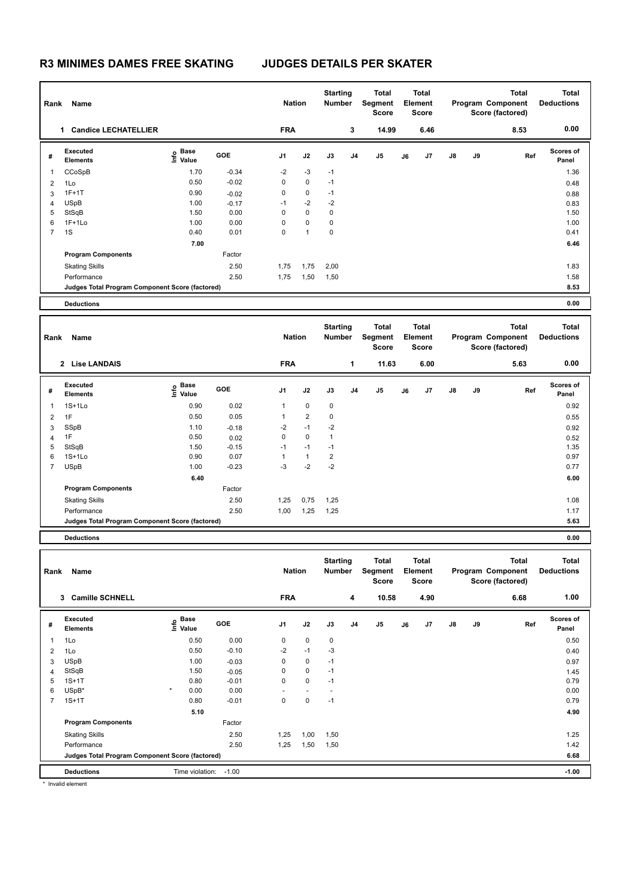# R3 MINIMES DAMES FREE SKATING JUDGES DETAILS PER SKATER

| Rank | Name | Nation | Starting Number | Total Segment Score | Total Element Score | Total Program Component Score (factored) | Total Deductions |
|---|---|---|---|---|---|---|---|
| 1 | Candice LECHATELLIER | FRA | 3 | 14.99 | 6.46 | 8.53 | 0.00 |

| # | Executed Elements | Info | Base Value | GOE | J1 | J2 | J3 | J4 | J5 | J6 | J7 | J8 | J9 | Ref | Scores of Panel |
|---|---|---|---|---|---|---|---|---|---|---|---|---|---|---|---|
| 1 | CCoSpB | | 1.70 | -0.34 | -2 | -3 | -1 | | | | | | | | 1.36 |
| 2 | 1Lo | | 0.50 | -0.02 | 0 | 0 | -1 | | | | | | | | 0.48 |
| 3 | 1F+1T | | 0.90 | -0.02 | 0 | 0 | -1 | | | | | | | | 0.88 |
| 4 | USpB | | 1.00 | -0.17 | -1 | -2 | -2 | | | | | | | | 0.83 |
| 5 | StSqB | | 1.50 | 0.00 | 0 | 0 | 0 | | | | | | | | 1.50 |
| 6 | 1F+1Lo | | 1.00 | 0.00 | 0 | 0 | 0 | | | | | | | | 1.00 |
| 7 | 1S | | 0.40 | 0.01 | 0 | 1 | 0 | | | | | | | | 0.41 |
| | | | 7.00 | | | | | | | | | | | | 6.46 |
| | Program Components | | | Factor | | | | | | | | | | | |
| | Skating Skills | | | 2.50 | 1,75 | 1,75 | 2,00 | | | | | | | | 1.83 |
| | Performance | | | 2.50 | 1,75 | 1,50 | 1,50 | | | | | | | | 1.58 |
| | Judges Total Program Component Score (factored) | | | | | | | | | | | | | | 8.53 |
| | Deductions | | | | | | | | | | | | | | 0.00 |

| Rank | Name | Nation | Starting Number | Total Segment Score | Total Element Score | Total Program Component Score (factored) | Total Deductions |
|---|---|---|---|---|---|---|---|
| 2 | Lise LANDAIS | FRA | 1 | 11.63 | 6.00 | 5.63 | 0.00 |

| # | Executed Elements | Info | Base Value | GOE | J1 | J2 | J3 | J4 | J5 | J6 | J7 | J8 | J9 | Ref | Scores of Panel |
|---|---|---|---|---|---|---|---|---|---|---|---|---|---|---|---|
| 1 | 1S+1Lo | | 0.90 | 0.02 | 1 | 0 | 0 | | | | | | | | 0.92 |
| 2 | 1F | | 0.50 | 0.05 | 1 | 2 | 0 | | | | | | | | 0.55 |
| 3 | SSpB | | 1.10 | -0.18 | -2 | -1 | -2 | | | | | | | | 0.92 |
| 4 | 1F | | 0.50 | 0.02 | 0 | 0 | 1 | | | | | | | | 0.52 |
| 5 | StSqB | | 1.50 | -0.15 | -1 | -1 | -1 | | | | | | | | 1.35 |
| 6 | 1S+1Lo | | 0.90 | 0.07 | 1 | 1 | 2 | | | | | | | | 0.97 |
| 7 | USpB | | 1.00 | -0.23 | -3 | -2 | -2 | | | | | | | | 0.77 |
| | | | 6.40 | | | | | | | | | | | | 6.00 |
| | Program Components | | | Factor | | | | | | | | | | | |
| | Skating Skills | | | 2.50 | 1,25 | 0,75 | 1,25 | | | | | | | | 1.08 |
| | Performance | | | 2.50 | 1,00 | 1,25 | 1,25 | | | | | | | | 1.17 |
| | Judges Total Program Component Score (factored) | | | | | | | | | | | | | | 5.63 |
| | Deductions | | | | | | | | | | | | | | 0.00 |

| Rank | Name | Nation | Starting Number | Total Segment Score | Total Element Score | Total Program Component Score (factored) | Total Deductions |
|---|---|---|---|---|---|---|---|
| 3 | Camille SCHNELL | FRA | 4 | 10.58 | 4.90 | 6.68 | 1.00 |

| # | Executed Elements | Info | Base Value | GOE | J1 | J2 | J3 | J4 | J5 | J6 | J7 | J8 | J9 | Ref | Scores of Panel |
|---|---|---|---|---|---|---|---|---|---|---|---|---|---|---|---|
| 1 | 1Lo | | 0.50 | 0.00 | 0 | 0 | 0 | | | | | | | | 0.50 |
| 2 | 1Lo | | 0.50 | -0.10 | -2 | -1 | -3 | | | | | | | | 0.40 |
| 3 | USpB | | 1.00 | -0.03 | 0 | 0 | -1 | | | | | | | | 0.97 |
| 4 | StSqB | | 1.50 | -0.05 | 0 | 0 | -1 | | | | | | | | 1.45 |
| 5 | 1S+1T | | 0.80 | -0.01 | 0 | 0 | -1 | | | | | | | | 0.79 |
| 6 | USpB* | * | 0.00 | 0.00 | - | - | - | | | | | | | | 0.00 |
| 7 | 1S+1T | | 0.80 | -0.01 | 0 | 0 | -1 | | | | | | | | 0.79 |
| | | | 5.10 | | | | | | | | | | | | 4.90 |
| | Program Components | | | Factor | | | | | | | | | | | |
| | Skating Skills | | | 2.50 | 1,25 | 1,00 | 1,50 | | | | | | | | 1.25 |
| | Performance | | | 2.50 | 1,25 | 1,50 | 1,50 | | | | | | | | 1.42 |
| | Judges Total Program Component Score (factored) | | | | | | | | | | | | | | 6.68 |
| | Deductions | Time violation: | -1.00 | | | | | | | | | | | | -1.00 |

* Invalid element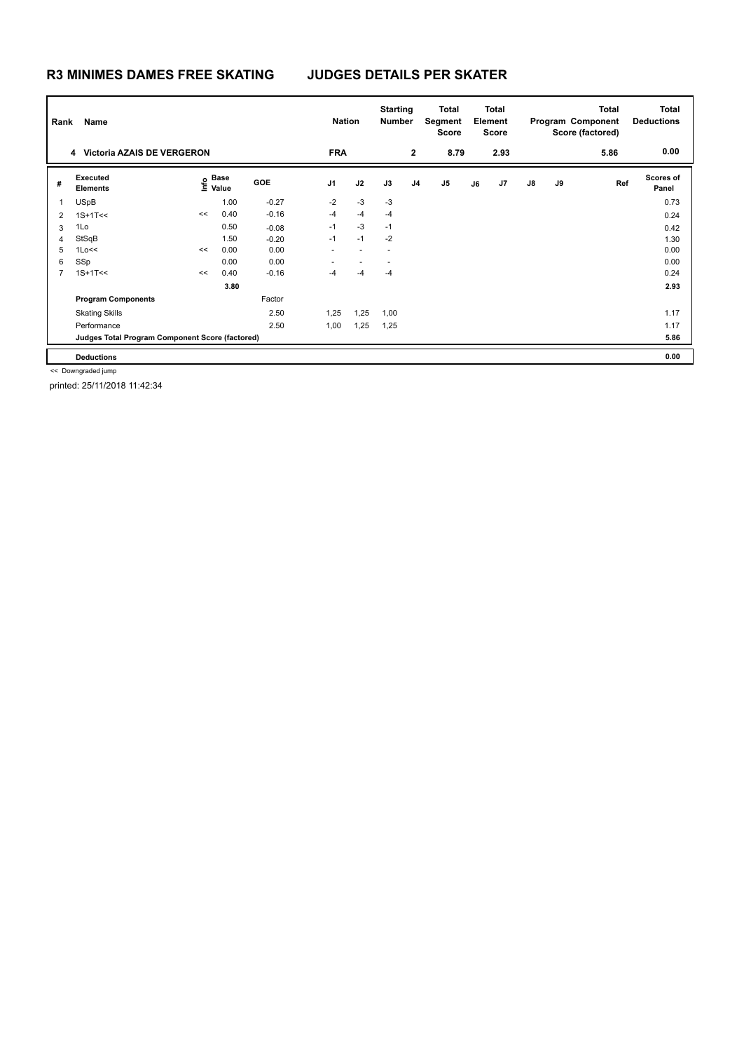# R3 MINIMES DAMES FREE SKATING JUDGES DETAILS PER SKATER

| Rank | Name | Nation | Starting Number | Total Segment Score | Total Element Score | Total Program Component Score (factored) | Total Deductions |
|---|---|---|---|---|---|---|---|
| 4 | Victoria AZAIS DE VERGERON | FRA | 2 | 8.79 | 2.93 | 5.86 | 0.00 |

| # | Executed Elements | Info | Base Value | GOE | J1 | J2 | J3 | J4 | J5 | J6 | J7 | J8 | J9 | Ref | Scores of Panel |
|---|---|---|---|---|---|---|---|---|---|---|---|---|---|---|---|
| 1 | USpB | | 1.00 | -0.27 | -2 | -3 | -3 | | | | | | | | 0.73 |
| 2 | 1S+1T<< | << | 0.40 | -0.16 | -4 | -4 | -4 | | | | | | | | 0.24 |
| 3 | 1Lo | | 0.50 | -0.08 | -1 | -3 | -1 | | | | | | | | 0.42 |
| 4 | StSqB | | 1.50 | -0.20 | -1 | -1 | -2 | | | | | | | | 1.30 |
| 5 | 1Lo<< | << | 0.00 | 0.00 | - | - | - | | | | | | | | 0.00 |
| 6 | SSp | | 0.00 | 0.00 | - | - | - | | | | | | | | 0.00 |
| 7 | 1S+1T<< | << | 0.40 | -0.16 | -4 | -4 | -4 | | | | | | | | 0.24 |
| | | | 3.80 | | | | | | | | | | | | 2.93 |
| | **Program Components** | | | Factor | | | | | | | | | | | |
| | Skating Skills | | | 2.50 | 1,25 | 1,25 | 1,00 | | | | | | | | 1.17 |
| | Performance | | | 2.50 | 1,00 | 1,25 | 1,25 | | | | | | | | 1.17 |
| | **Judges Total Program Component Score (factored)** | | | | | | | | | | | | | | 5.86 |
| | **Deductions** | | | | | | | | | | | | | | 0.00 |

<< Downgraded jump

printed: 25/11/2018 11:42:34